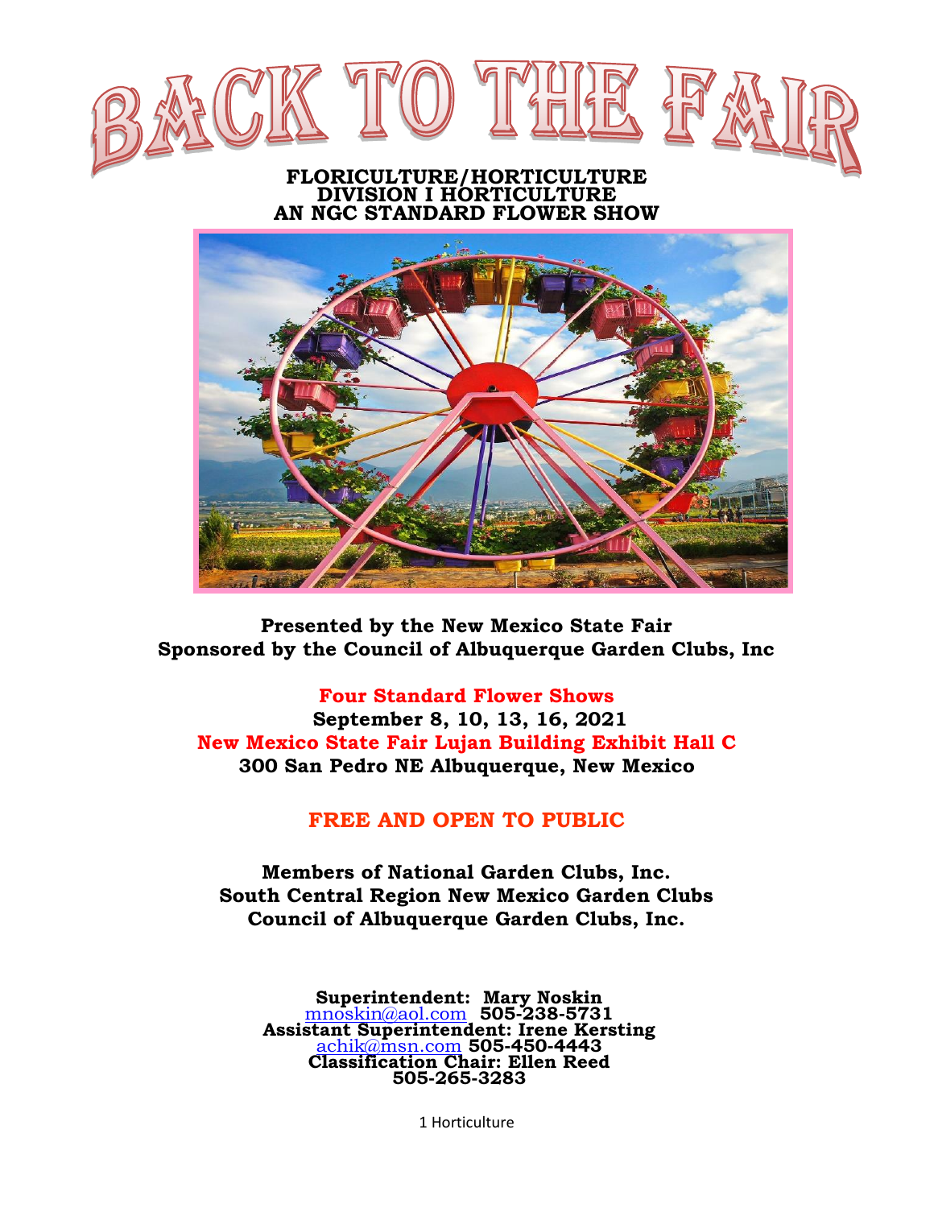# BACK TO THE FAIR

## FLORICULTURE/HORTICULTURE
## DIVISION I HORTICULTURE
## AN NGC STANDARD FLOWER SHOW

**Presented by the New Mexico State Fair**
**Sponsored by the Council of Albuquerque Garden Clubs, Inc**

**Four Standard Flower Shows**
**September 8, 10, 13, 16, 2021**
**New Mexico State Fair Lujan Building Exhibit Hall C**
**300 San Pedro NE Albuquerque, New Mexico**

**FREE AND OPEN TO PUBLIC**

**Members of National Garden Clubs, Inc.**
**South Central Region New Mexico Garden Clubs**
**Council of Albuquerque Garden Clubs, Inc.**

**Superintendent: Mary Noskin**
mnoskin@aol.com **505-238-5731**
**Assistant Superintendent: Irene Kersting**
achik@msn.com **505-450-4443**
**Classification Chair: Ellen Reed**
**505-265-3283**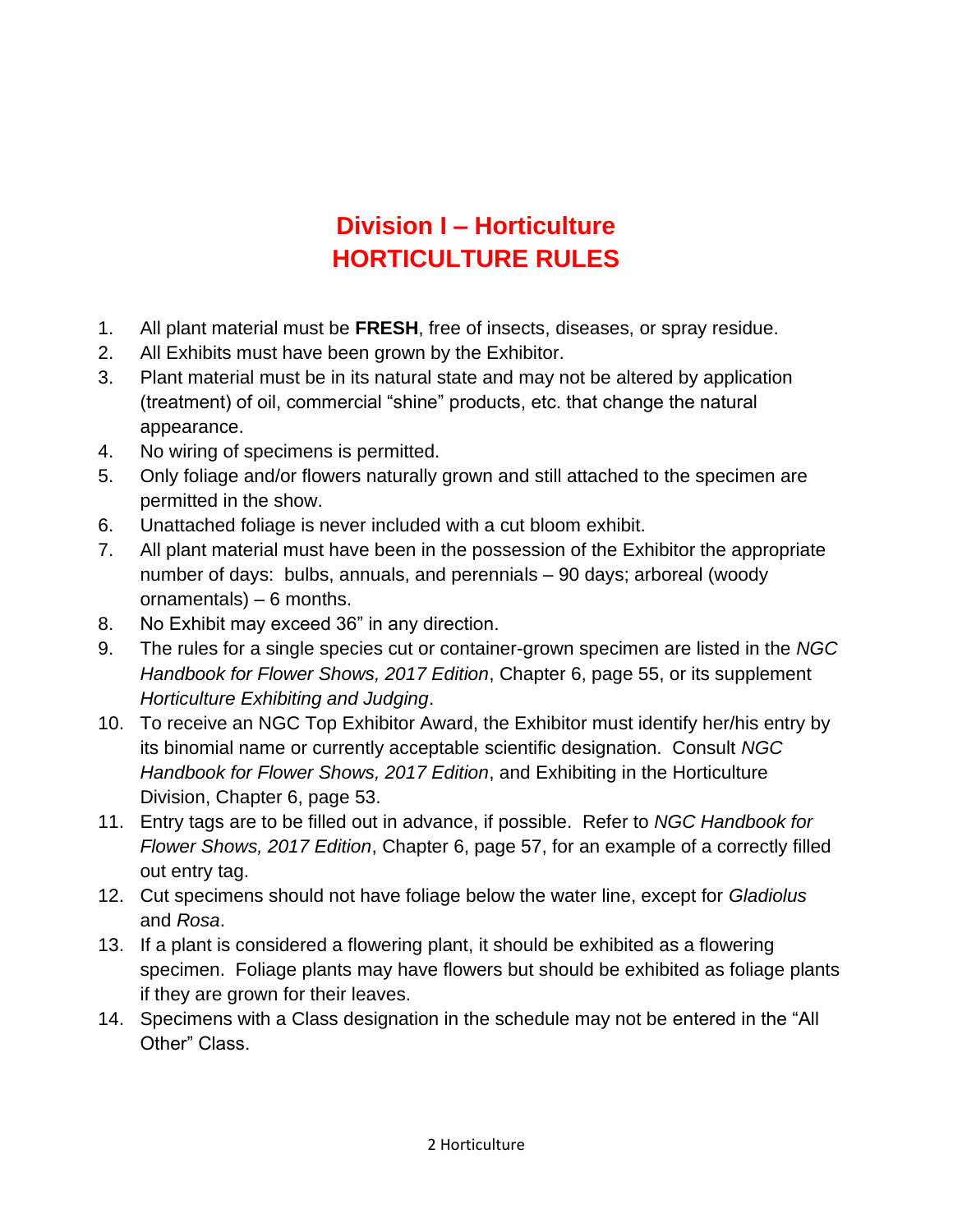# Division I – Horticulture
# HORTICULTURE RULES

1. All plant material must be **FRESH**, free of insects, diseases, or spray residue.
2. All Exhibits must have been grown by the Exhibitor.
3. Plant material must be in its natural state and may not be altered by application (treatment) of oil, commercial "shine" products, etc. that change the natural appearance.
4. No wiring of specimens is permitted.
5. Only foliage and/or flowers naturally grown and still attached to the specimen are permitted in the show.
6. Unattached foliage is never included with a cut bloom exhibit.
7. All plant material must have been in the possession of the Exhibitor the appropriate number of days: bulbs, annuals, and perennials – 90 days; arboreal (woody ornamentals) – 6 months.
8. No Exhibit may exceed 36" in any direction.
9. The rules for a single species cut or container-grown specimen are listed in the *NGC Handbook for Flower Shows, 2017 Edition*, Chapter 6, page 55, or its supplement *Horticulture Exhibiting and Judging*.
10. To receive an NGC Top Exhibitor Award, the Exhibitor must identify her/his entry by its binomial name or currently acceptable scientific designation. Consult *NGC Handbook for Flower Shows, 2017 Edition*, and Exhibiting in the Horticulture Division, Chapter 6, page 53.
11. Entry tags are to be filled out in advance, if possible. Refer to *NGC Handbook for Flower Shows, 2017 Edition*, Chapter 6, page 57, for an example of a correctly filled out entry tag.
12. Cut specimens should not have foliage below the water line, except for *Gladiolus* and *Rosa*.
13. If a plant is considered a flowering plant, it should be exhibited as a flowering specimen. Foliage plants may have flowers but should be exhibited as foliage plants if they are grown for their leaves.
14. Specimens with a Class designation in the schedule may not be entered in the "All Other" Class.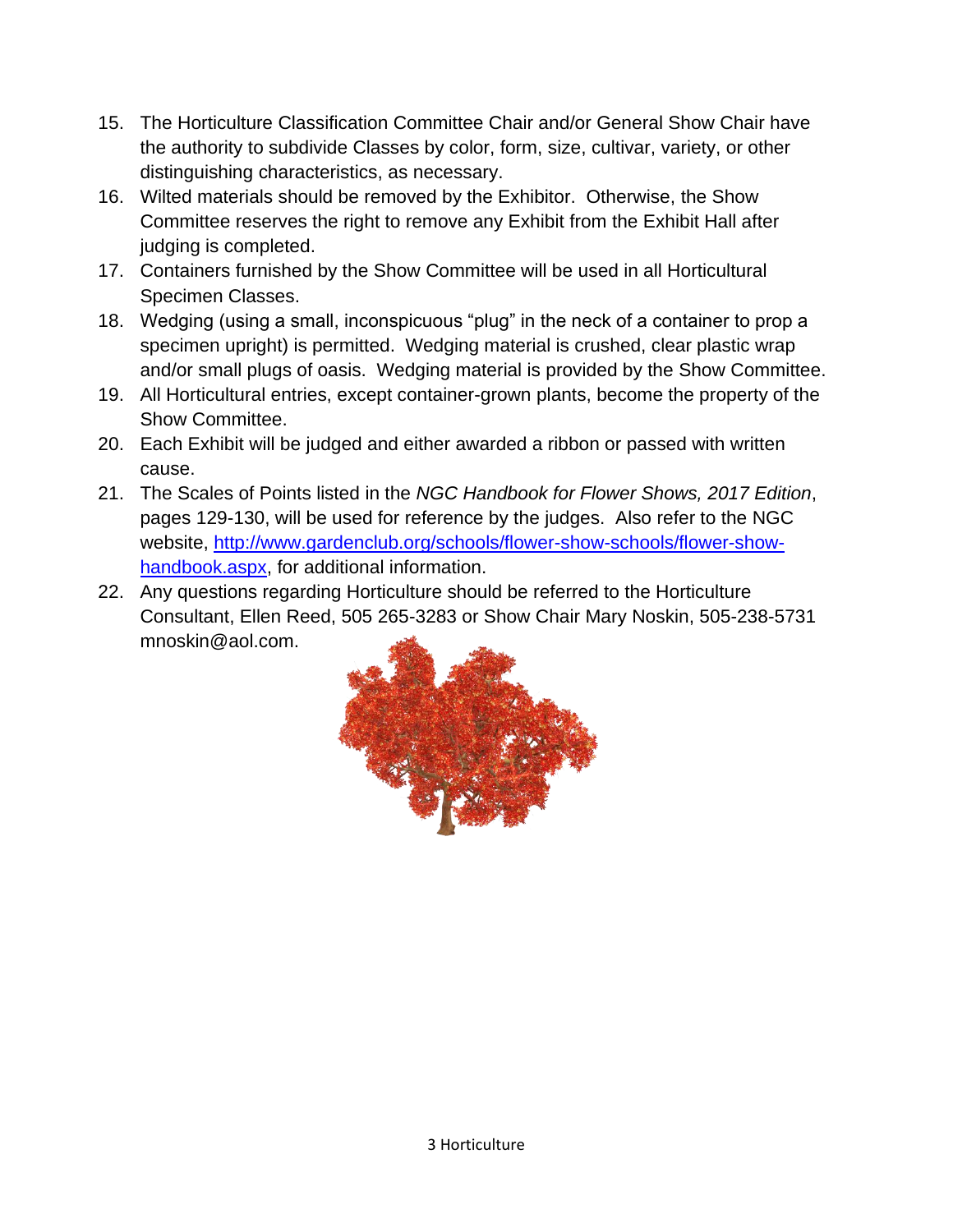15. The Horticulture Classification Committee Chair and/or General Show Chair have the authority to subdivide Classes by color, form, size, cultivar, variety, or other distinguishing characteristics, as necessary.
16. Wilted materials should be removed by the Exhibitor. Otherwise, the Show Committee reserves the right to remove any Exhibit from the Exhibit Hall after judging is completed.
17. Containers furnished by the Show Committee will be used in all Horticultural Specimen Classes.
18. Wedging (using a small, inconspicuous "plug" in the neck of a container to prop a specimen upright) is permitted. Wedging material is crushed, clear plastic wrap and/or small plugs of oasis. Wedging material is provided by the Show Committee.
19. All Horticultural entries, except container-grown plants, become the property of the Show Committee.
20. Each Exhibit will be judged and either awarded a ribbon or passed with written cause.
21. The Scales of Points listed in the *NGC Handbook for Flower Shows, 2017 Edition*, pages 129-130, will be used for reference by the judges. Also refer to the NGC website, [http://www.gardenclub.org/schools/flower-show-schools/flower-show-handbook.aspx](http://www.gardenclub.org/schools/flower-show-schools/flower-show-handbook.aspx), for additional information.
22. Any questions regarding Horticulture should be referred to the Horticulture Consultant, Ellen Reed, 505 265-3283 or Show Chair Mary Noskin, 505-238-5731 mnoskin@aol.com.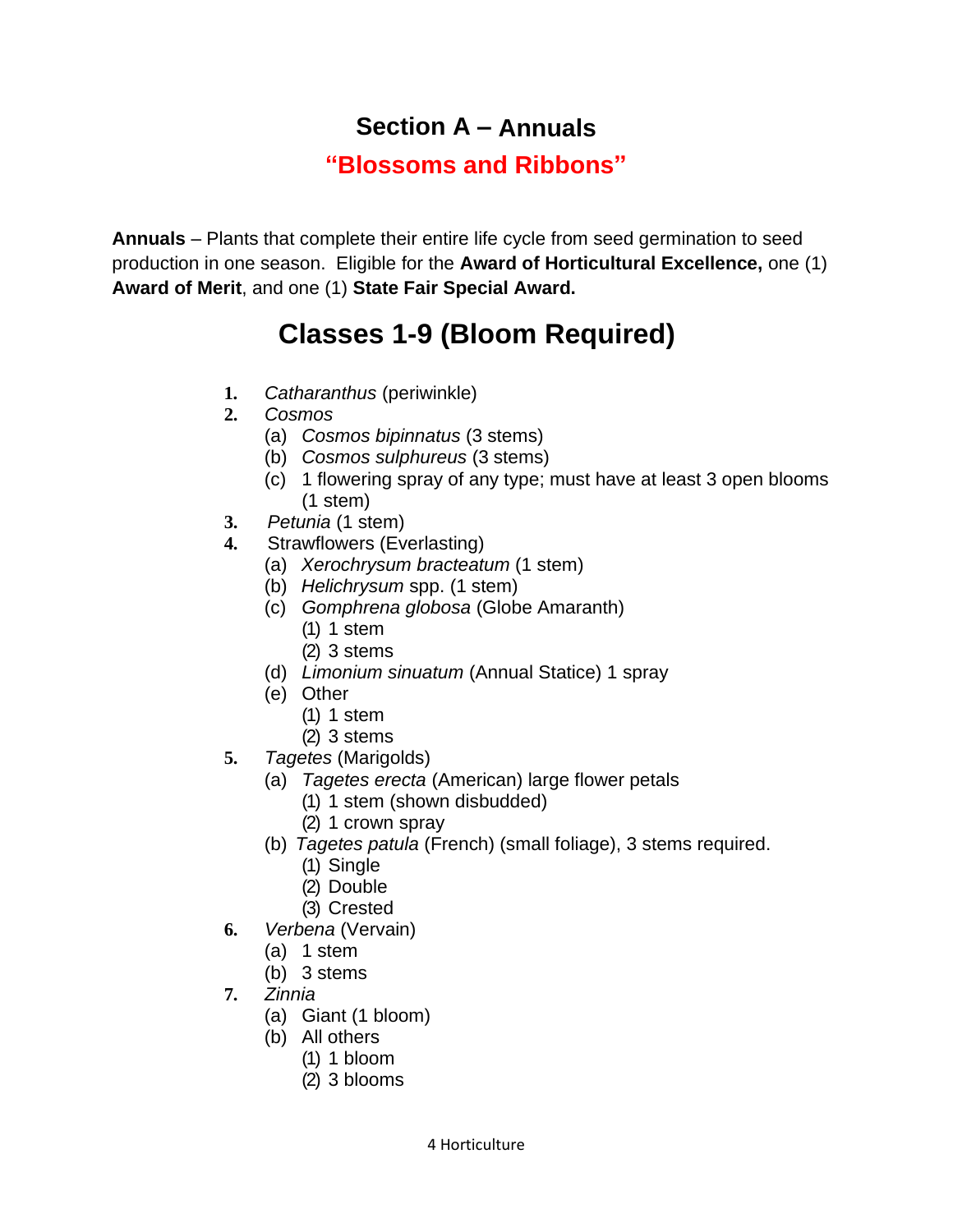# Section A – Annuals

## "Blossoms and Ribbons"

**Annuals** – Plants that complete their entire life cycle from seed germination to seed production in one season. Eligible for the **Award of Horticultural Excellence,** one (1) **Award of Merit**, and one (1) **State Fair Special Award.**

## Classes 1-9 (Bloom Required)

1. *Catharanthus* (periwinkle)
2. *Cosmos*
   - (a) *Cosmos bipinnatus* (3 stems)
   - (b) *Cosmos sulphureus* (3 stems)
   - (c) 1 flowering spray of any type; must have at least 3 open blooms (1 stem)
3. *Petunia* (1 stem)
4. Strawflowers (Everlasting)
   - (a) *Xerochrysum bracteatum* (1 stem)
   - (b) *Helichrysum* spp. (1 stem)
   - (c) *Gomphrena globosa* (Globe Amaranth)
     - (1) 1 stem
     - (2) 3 stems
   - (d) *Limonium sinuatum* (Annual Statice) 1 spray
   - (e) Other
     - (1) 1 stem
     - (2) 3 stems
5. *Tagetes* (Marigolds)
   - (a) *Tagetes erecta* (American) large flower petals
     - (1) 1 stem (shown disbudded)
     - (2) 1 crown spray
   - (b) *Tagetes patula* (French) (small foliage), 3 stems required.
     - (1) Single
     - (2) Double
     - (3) Crested
6. *Verbena* (Vervain)
   - (a) 1 stem
   - (b) 3 stems
7. *Zinnia*
   - (a) Giant (1 bloom)
   - (b) All others
     - (1) 1 bloom
     - (2) 3 blooms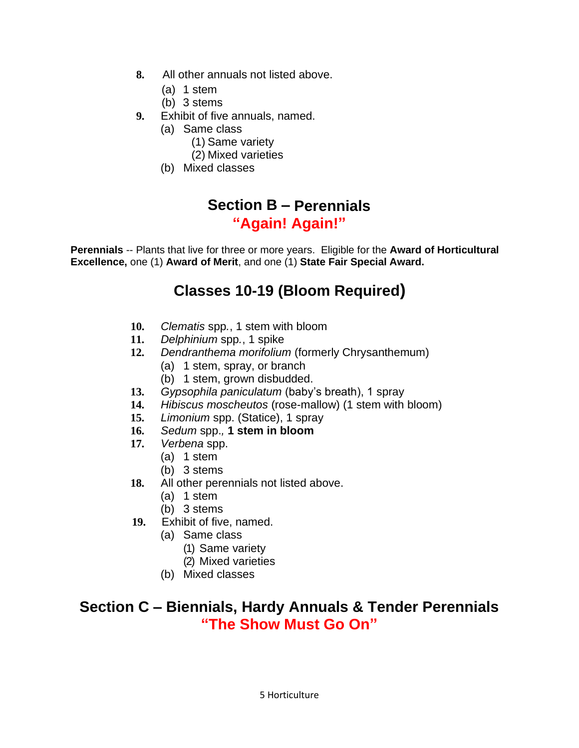8. All other annuals not listed above.
    - (a) 1 stem
    - (b) 3 stems
9. Exhibit of five annuals, named.
    - (a) Same class
        - (1) Same variety
        - (2) Mixed varieties
    - (b) Mixed classes

## Section B – Perennials

### "Again! Again!"

**Perennials** -- Plants that live for three or more years. Eligible for the **Award of Horticultural Excellence,** one (1) **Award of Merit**, and one (1) **State Fair Special Award.**

### Classes 10-19 (Bloom Required)

10. *Clematis* spp., 1 stem with bloom
11. *Delphinium* spp., 1 spike
12. *Dendranthema morifolium* (formerly Chrysanthemum)
    - (a) 1 stem, spray, or branch
    - (b) 1 stem, grown disbudded.
13. *Gypsophila paniculatum* (baby's breath), 1 spray
14. *Hibiscus moscheutos* (rose-mallow) (1 stem with bloom)
15. *Limonium* spp. (Statice), 1 spray
16. *Sedum* spp., **1 stem in bloom**
17. *Verbena* spp.
    - (a) 1 stem
    - (b) 3 stems
18. All other perennials not listed above.
    - (a) 1 stem
    - (b) 3 stems
19. Exhibit of five, named.
    - (a) Same class
        - (1) Same variety
        - (2) Mixed varieties
    - (b) Mixed classes

## Section C – Biennials, Hardy Annuals & Tender Perennials

### "The Show Must Go On"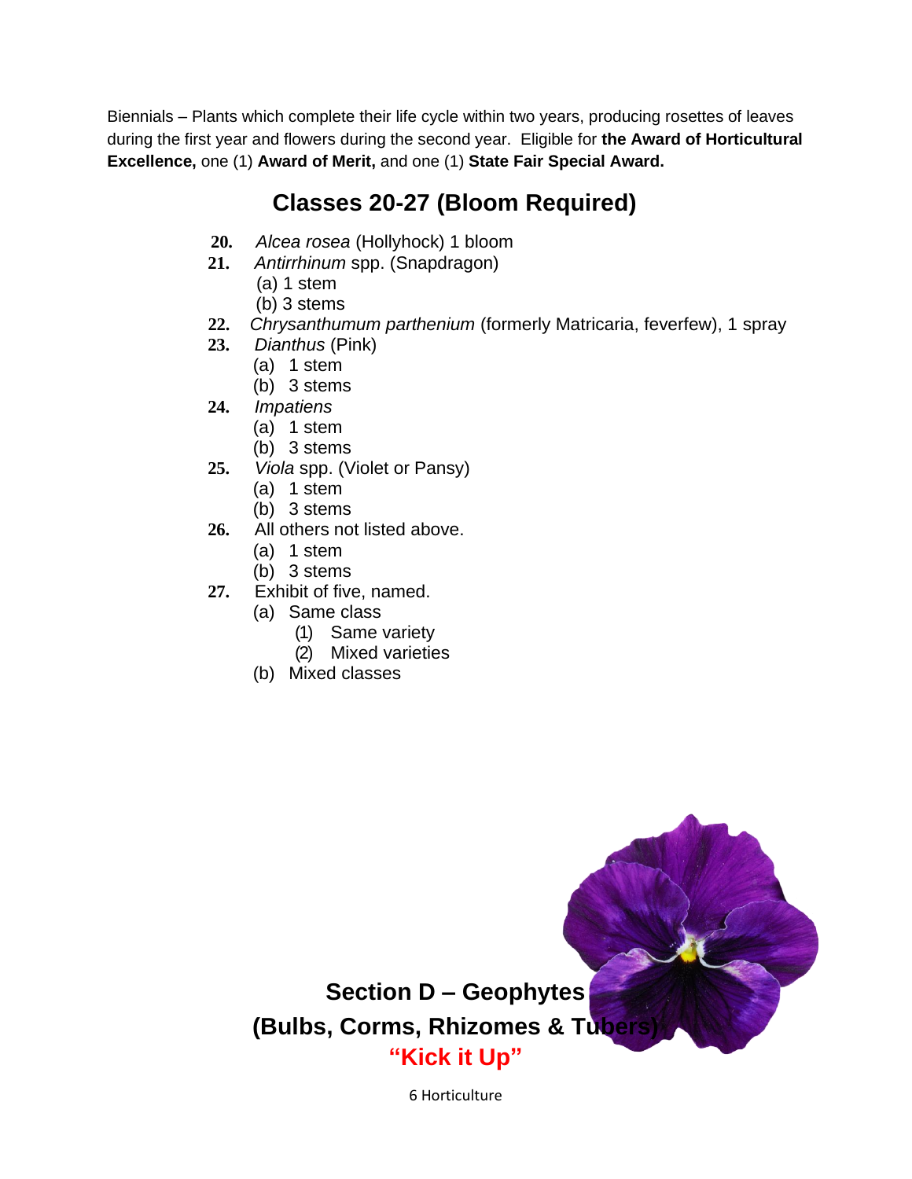Biennials – Plants which complete their life cycle within two years, producing rosettes of leaves during the first year and flowers during the second year. Eligible for **the Award of Horticultural Excellence,** one (1) **Award of Merit,** and one (1) **State Fair Special Award.**

## Classes 20-27 (Bloom Required)

**20.** *Alcea rosea* (Hollyhock) 1 bloom

**21.** *Antirrhinum* spp. (Snapdragon)
- (a) 1 stem
- (b) 3 stems

**22.** *Chrysanthumum parthenium* (formerly Matricaria, feverfew), 1 spray

**23.** *Dianthus* (Pink)
- (a) 1 stem
- (b) 3 stems

**24.** *Impatiens*
- (a) 1 stem
- (b) 3 stems

**25.** *Viola* spp. (Violet or Pansy)
- (a) 1 stem
- (b) 3 stems

**26.** All others not listed above.
- (a) 1 stem
- (b) 3 stems

**27.** Exhibit of five, named.
- (a) Same class
  - (1) Same variety
  - (2) Mixed varieties
- (b) Mixed classes

## Section D – Geophytes (Bulbs, Corms, Rhizomes & Tubers)

**"Kick it Up"**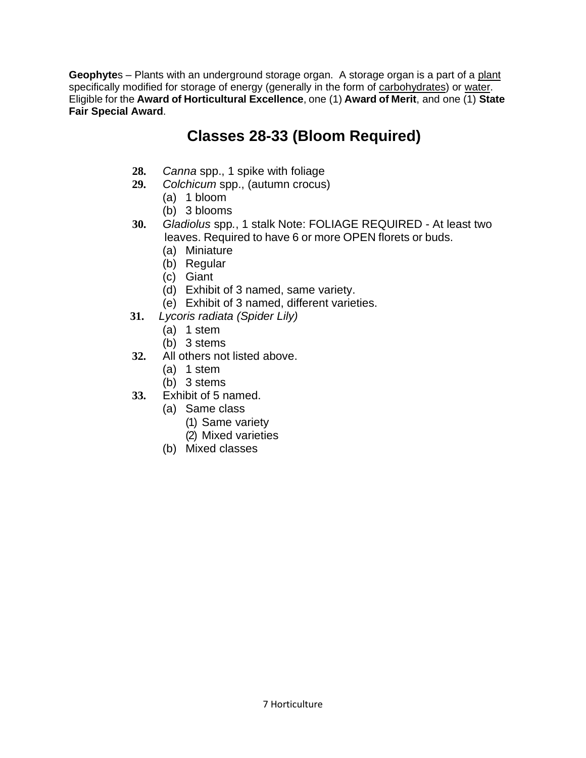**Geophytes** – Plants with an underground storage organ. A storage organ is a part of a plant specifically modified for storage of energy (generally in the form of carbohydrates) or water. Eligible for the **Award of Horticultural Excellence**, one (1) **Award of Merit**, and one (1) **State Fair Special Award**.

## Classes 28-33 (Bloom Required)

**28.** *Canna* spp., 1 spike with foliage

**29.** *Colchicum* spp., (autumn crocus)
- (a) 1 bloom
- (b) 3 blooms

**30.** *Gladiolus* spp., 1 stalk Note: FOLIAGE REQUIRED - At least two leaves. Required to have 6 or more OPEN florets or buds.
- (a) Miniature
- (b) Regular
- (c) Giant
- (d) Exhibit of 3 named, same variety.
- (e) Exhibit of 3 named, different varieties.

**31.** *Lycoris radiata (Spider Lily)*
- (a) 1 stem
- (b) 3 stems

**32.** All others not listed above.
- (a) 1 stem
- (b) 3 stems

**33.** Exhibit of 5 named.
- (a) Same class
  - (1) Same variety
  - (2) Mixed varieties
- (b) Mixed classes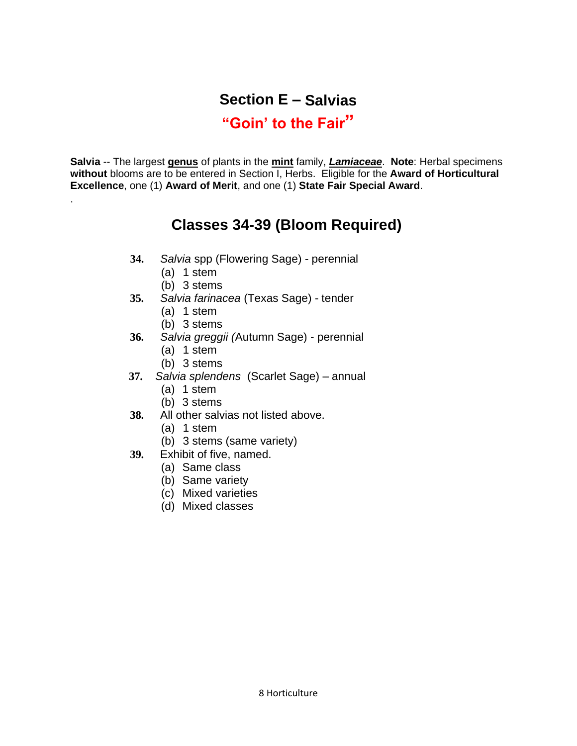# Section E – Salvias

## "Goin' to the Fair"

**Salvia** -- The largest **genus** of plants in the **mint** family, ***Lamiaceae***. **Note**: Herbal specimens **without** blooms are to be entered in Section I, Herbs. Eligible for the **Award of Horticultural Excellence**, one (1) **Award of Merit**, and one (1) **State Fair Special Award**.

.

## Classes 34-39 (Bloom Required)

**34.** *Salvia* spp (Flowering Sage) - perennial
- (a) 1 stem
- (b) 3 stems

**35.** *Salvia farinacea* (Texas Sage) - tender
- (a) 1 stem
- (b) 3 stems

**36.** *Salvia greggii (*Autumn Sage) - perennial
- (a) 1 stem
- (b) 3 stems

**37.** *Salvia splendens* (Scarlet Sage) – annual
- (a) 1 stem
- (b) 3 stems

**38.** All other salvias not listed above.
- (a) 1 stem
- (b) 3 stems (same variety)

**39.** Exhibit of five, named.
- (a) Same class
- (b) Same variety
- (c) Mixed varieties
- (d) Mixed classes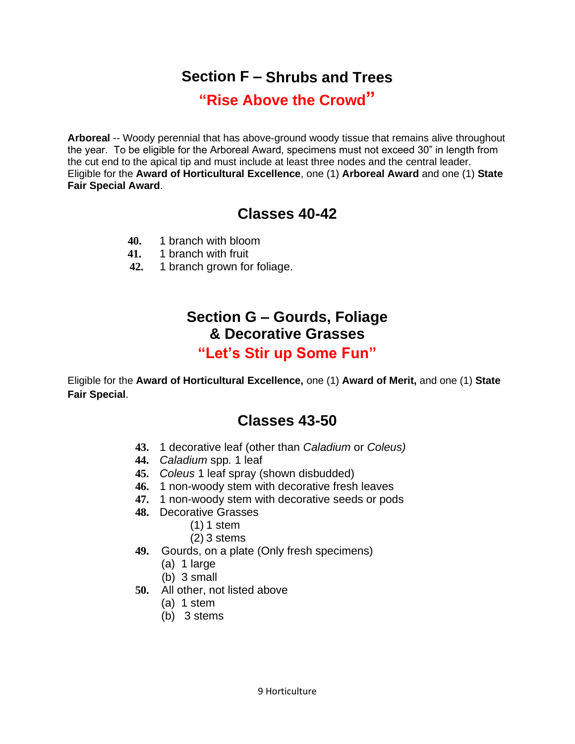# Section F – Shrubs and Trees

## "Rise Above the Crowd"

**Arboreal** -- Woody perennial that has above-ground woody tissue that remains alive throughout the year. To be eligible for the Arboreal Award, specimens must not exceed 30" in length from the cut end to the apical tip and must include at least three nodes and the central leader. Eligible for the **Award of Horticultural Excellence**, one (1) **Arboreal Award** and one (1) **State Fair Special Award**.

## Classes 40-42

**40.** 1 branch with bloom
**41.** 1 branch with fruit
**42.** 1 branch grown for foliage.

# Section G – Gourds, Foliage & Decorative Grasses

## "Let's Stir up Some Fun"

Eligible for the **Award of Horticultural Excellence,** one (1) **Award of Merit,** and one (1) **State Fair Special**.

## Classes 43-50

**43.** 1 decorative leaf (other than *Caladium* or *Coleus)*
**44.** *Caladium* spp*.* 1 leaf
**45.** *Coleus* 1 leaf spray (shown disbudded)
**46.** 1 non-woody stem with decorative fresh leaves
**47.** 1 non-woody stem with decorative seeds or pods
**48.** Decorative Grasses
- (1) 1 stem
- (2) 3 stems

**49.** Gourds, on a plate (Only fresh specimens)
- (a) 1 large
- (b) 3 small

**50.** All other, not listed above
- (a) 1 stem
- (b) 3 stems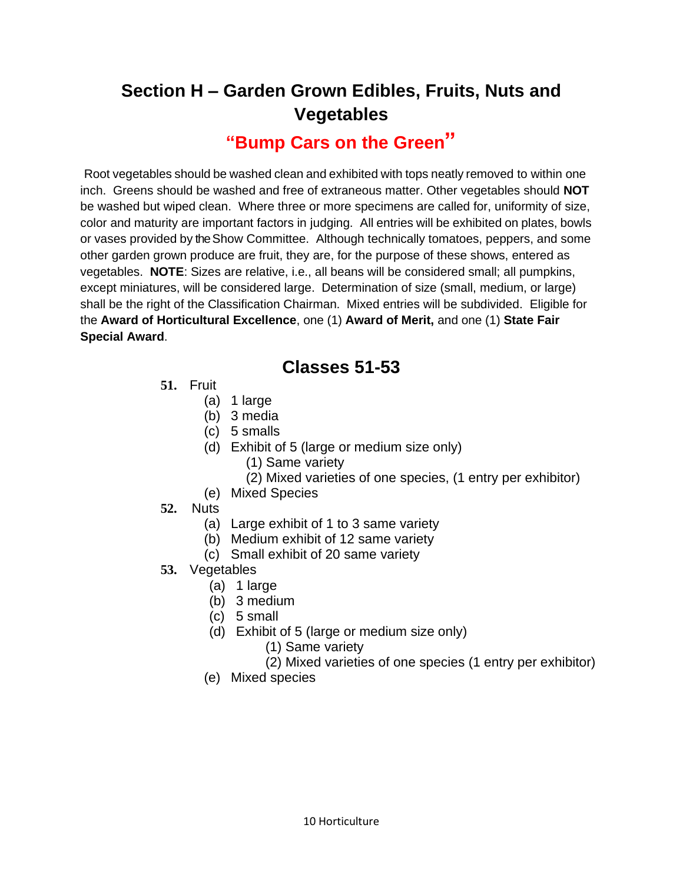# Section H – Garden Grown Edibles, Fruits, Nuts and Vegetables

## "Bump Cars on the Green"

Root vegetables should be washed clean and exhibited with tops neatly removed to within one inch. Greens should be washed and free of extraneous matter. Other vegetables should **NOT** be washed but wiped clean. Where three or more specimens are called for, uniformity of size, color and maturity are important factors in judging. All entries will be exhibited on plates, bowls or vases provided by the Show Committee. Although technically tomatoes, peppers, and some other garden grown produce are fruit, they are, for the purpose of these shows, entered as vegetables. **NOTE**: Sizes are relative, i.e., all beans will be considered small; all pumpkins, except miniatures, will be considered large. Determination of size (small, medium, or large) shall be the right of the Classification Chairman. Mixed entries will be subdivided. Eligible for the **Award of Horticultural Excellence**, one (1) **Award of Merit,** and one (1) **State Fair Special Award**.

## Classes 51-53

**51.** Fruit
- (a) 1 large
- (b) 3 media
- (c) 5 smalls
- (d) Exhibit of 5 (large or medium size only)
  - (1) Same variety
  - (2) Mixed varieties of one species, (1 entry per exhibitor)
- (e) Mixed Species

**52.** Nuts
- (a) Large exhibit of 1 to 3 same variety
- (b) Medium exhibit of 12 same variety
- (c) Small exhibit of 20 same variety

**53.** Vegetables
- (a) 1 large
- (b) 3 medium
- (c) 5 small
- (d) Exhibit of 5 (large or medium size only)
  - (1) Same variety
  - (2) Mixed varieties of one species (1 entry per exhibitor)
- (e) Mixed species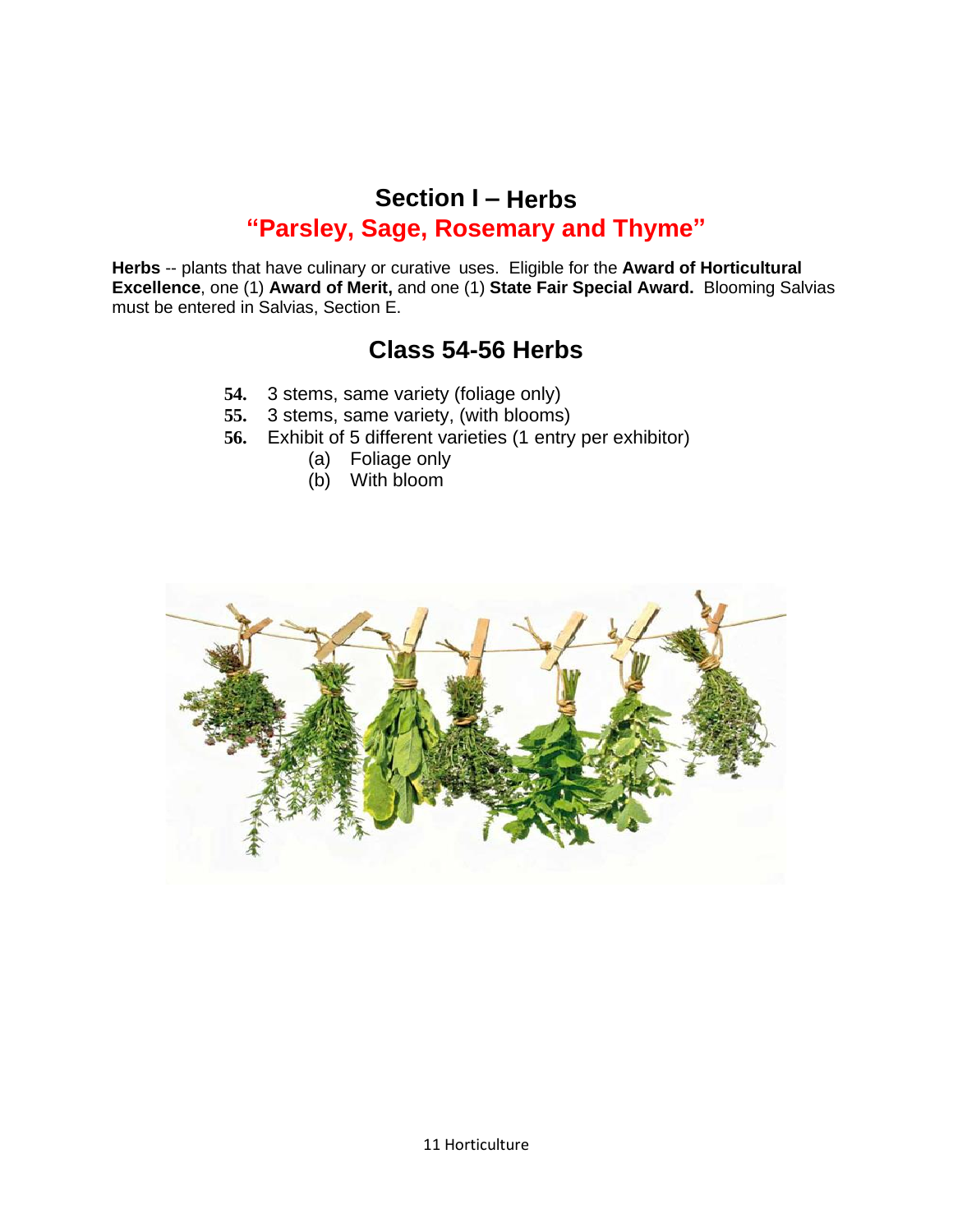# Section I – Herbs

## "Parsley, Sage, Rosemary and Thyme"

**Herbs** -- plants that have culinary or curative uses. Eligible for the **Award of Horticultural Excellence**, one (1) **Award of Merit,** and one (1) **State Fair Special Award.** Blooming Salvias must be entered in Salvias, Section E.

## Class 54-56 Herbs

**54.** 3 stems, same variety (foliage only)
**55.** 3 stems, same variety, (with blooms)
**56.** Exhibit of 5 different varieties (1 entry per exhibitor)
  (a) Foliage only
  (b) With bloom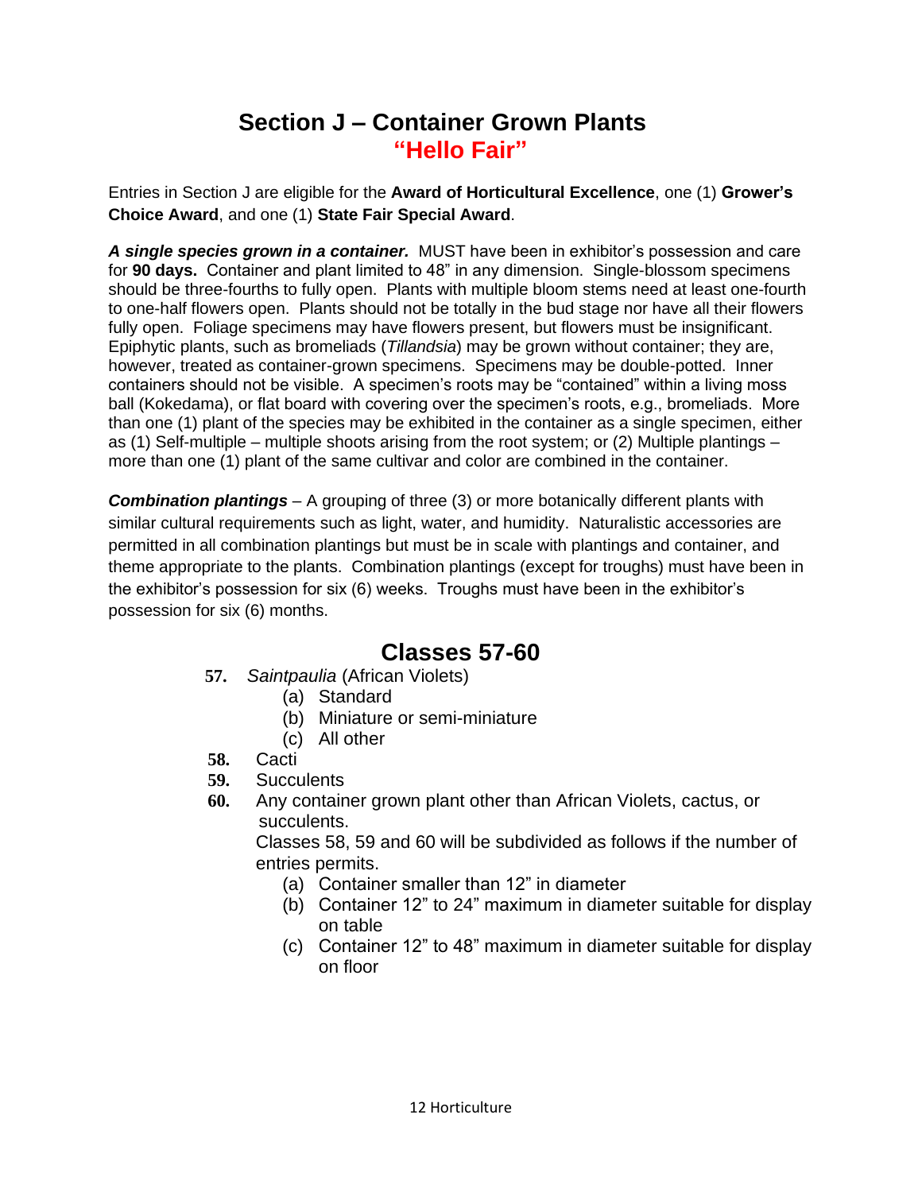# Section J – Container Grown Plants
## "Hello Fair"

Entries in Section J are eligible for the **Award of Horticultural Excellence**, one (1) **Grower's Choice Award**, and one (1) **State Fair Special Award**.

***A single species grown in a container.*** MUST have been in exhibitor's possession and care for **90 days.** Container and plant limited to 48" in any dimension. Single-blossom specimens should be three-fourths to fully open. Plants with multiple bloom stems need at least one-fourth to one-half flowers open. Plants should not be totally in the bud stage nor have all their flowers fully open. Foliage specimens may have flowers present, but flowers must be insignificant. Epiphytic plants, such as bromeliads (*Tillandsia*) may be grown without container; they are, however, treated as container-grown specimens. Specimens may be double-potted. Inner containers should not be visible. A specimen's roots may be "contained" within a living moss ball (Kokedama), or flat board with covering over the specimen's roots, e.g., bromeliads. More than one (1) plant of the species may be exhibited in the container as a single specimen, either as (1) Self-multiple – multiple shoots arising from the root system; or (2) Multiple plantings – more than one (1) plant of the same cultivar and color are combined in the container.

***Combination plantings*** – A grouping of three (3) or more botanically different plants with similar cultural requirements such as light, water, and humidity. Naturalistic accessories are permitted in all combination plantings but must be in scale with plantings and container, and theme appropriate to the plants. Combination plantings (except for troughs) must have been in the exhibitor's possession for six (6) weeks. Troughs must have been in the exhibitor's possession for six (6) months.

## Classes 57-60

**57.** *Saintpaulia* (African Violets)
- (a) Standard
- (b) Miniature or semi-miniature
- (c) All other

**58.** Cacti

**59.** Succulents

**60.** Any container grown plant other than African Violets, cactus, or succulents.

Classes 58, 59 and 60 will be subdivided as follows if the number of entries permits.
- (a) Container smaller than 12" in diameter
- (b) Container 12" to 24" maximum in diameter suitable for display on table
- (c) Container 12" to 48" maximum in diameter suitable for display on floor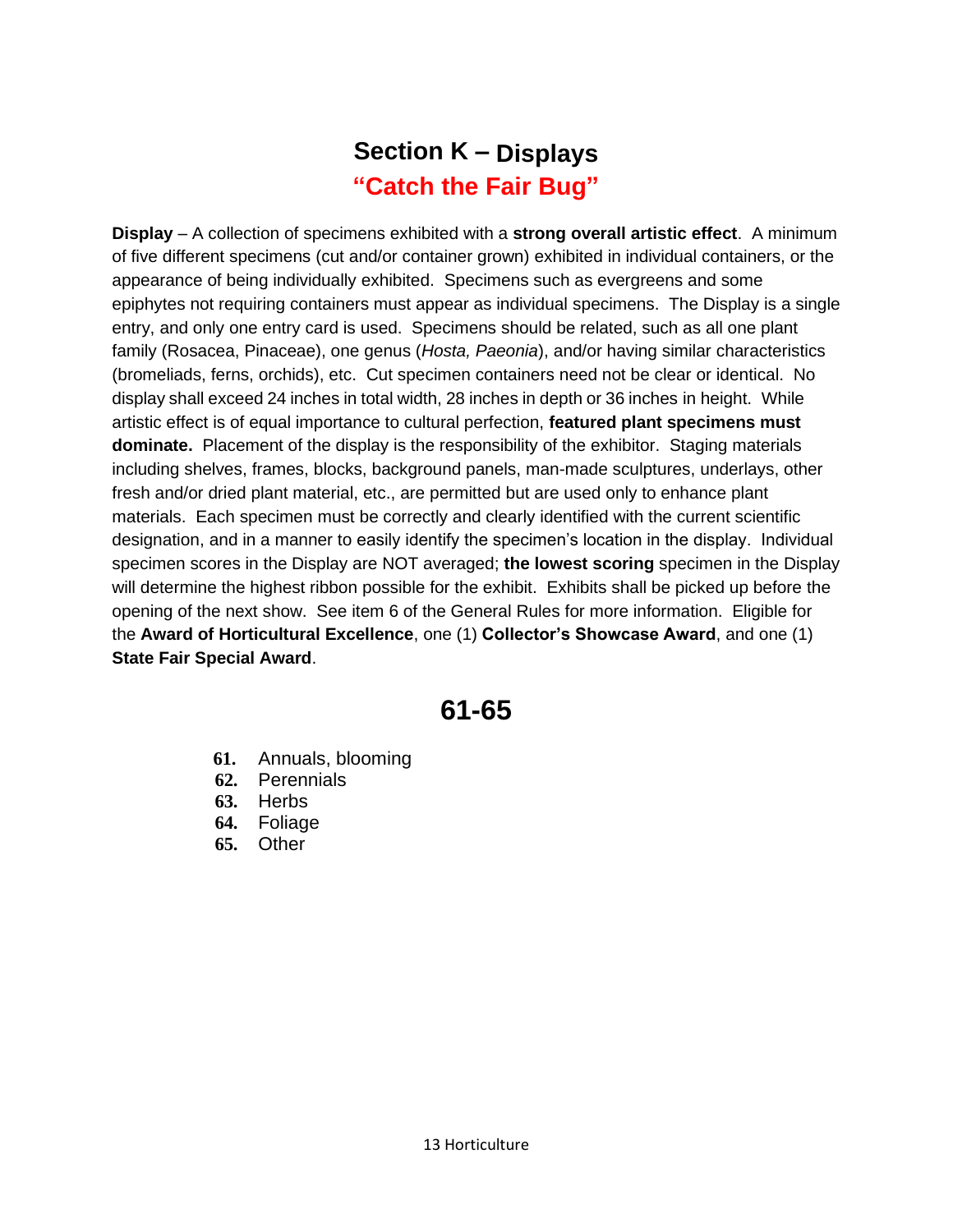# Section K – Displays

## “Catch the Fair Bug”

**Display** – A collection of specimens exhibited with a **strong overall artistic effect**. A minimum of five different specimens (cut and/or container grown) exhibited in individual containers, or the appearance of being individually exhibited. Specimens such as evergreens and some epiphytes not requiring containers must appear as individual specimens. The Display is a single entry, and only one entry card is used. Specimens should be related, such as all one plant family (Rosacea, Pinaceae), one genus (*Hosta, Paeonia*), and/or having similar characteristics (bromeliads, ferns, orchids), etc. Cut specimen containers need not be clear or identical. No display shall exceed 24 inches in total width, 28 inches in depth or 36 inches in height. While artistic effect is of equal importance to cultural perfection, **featured plant specimens must dominate.** Placement of the display is the responsibility of the exhibitor. Staging materials including shelves, frames, blocks, background panels, man-made sculptures, underlays, other fresh and/or dried plant material, etc., are permitted but are used only to enhance plant materials. Each specimen must be correctly and clearly identified with the current scientific designation, and in a manner to easily identify the specimen's location in the display. Individual specimen scores in the Display are NOT averaged; **the lowest scoring** specimen in the Display will determine the highest ribbon possible for the exhibit. Exhibits shall be picked up before the opening of the next show. See item 6 of the General Rules for more information. Eligible for the **Award of Horticultural Excellence**, one (1) **Collector's Showcase Award**, and one (1) **State Fair Special Award**.

## 61-65

61. Annuals, blooming
62. Perennials
63. Herbs
64. Foliage
65. Other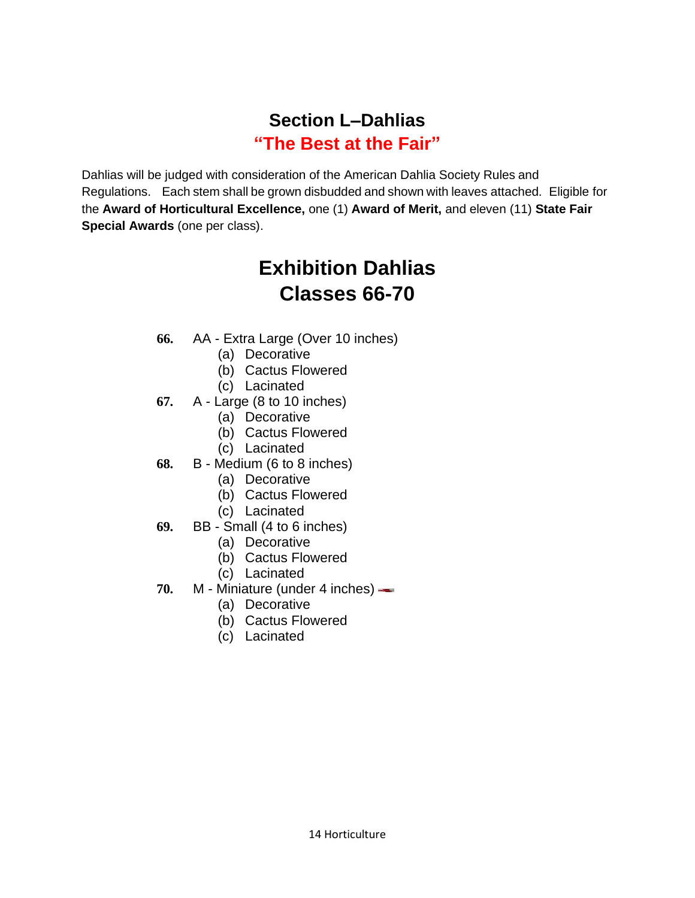# Section L–Dahlias

## "The Best at the Fair"

Dahlias will be judged with consideration of the American Dahlia Society Rules and Regulations. Each stem shall be grown disbudded and shown with leaves attached. Eligible for the **Award of Horticultural Excellence,** one (1) **Award of Merit,** and eleven (11) **State Fair Special Awards** (one per class).

## Exhibition Dahlias
## Classes 66-70

**66.** AA - Extra Large (Over 10 inches)
- (a) Decorative
- (b) Cactus Flowered
- (c) Lacinated

**67.** A - Large (8 to 10 inches)
- (a) Decorative
- (b) Cactus Flowered
- (c) Lacinated

**68.** B - Medium (6 to 8 inches)
- (a) Decorative
- (b) Cactus Flowered
- (c) Lacinated

**69.** BB - Small (4 to 6 inches)
- (a) Decorative
- (b) Cactus Flowered
- (c) Lacinated

**70.** M - Miniature (under 4 inches)
- (a) Decorative
- (b) Cactus Flowered
- (c) Lacinated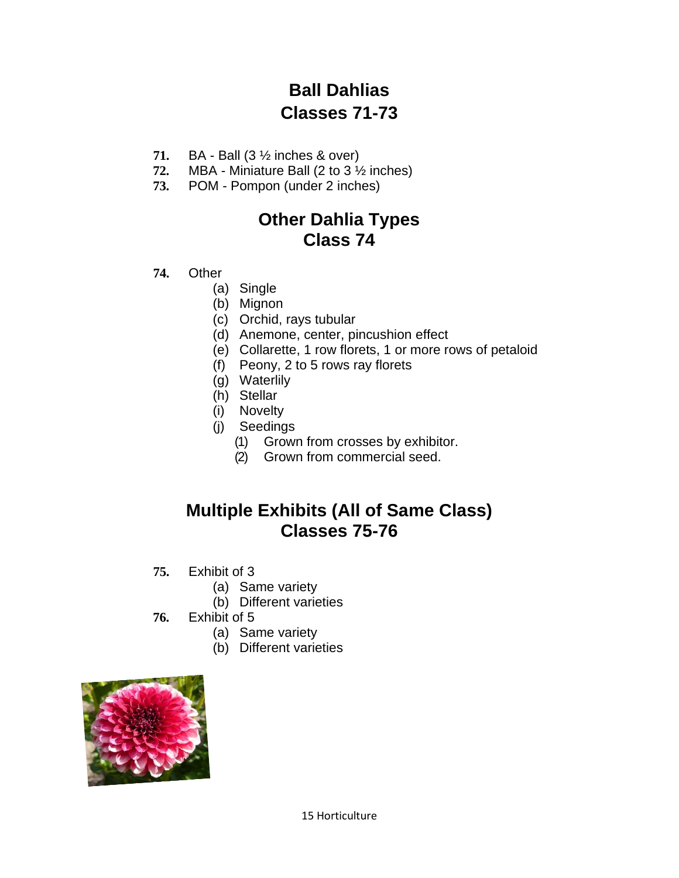## Ball Dahlias
## Classes 71-73

**71.** BA - Ball (3 ½ inches & over)
**72.** MBA - Miniature Ball (2 to 3 ½ inches)
**73.** POM - Pompon (under 2 inches)

## Other Dahlia Types
## Class 74

**74.** Other
- (a) Single
- (b) Mignon
- (c) Orchid, rays tubular
- (d) Anemone, center, pincushion effect
- (e) Collarette, 1 row florets, 1 or more rows of petaloid
- (f) Peony, 2 to 5 rows ray florets
- (g) Waterlily
- (h) Stellar
- (i) Novelty
- (j) Seedings
  - (1) Grown from crosses by exhibitor.
  - (2) Grown from commercial seed.

## Multiple Exhibits (All of Same Class)
## Classes 75-76

**75.** Exhibit of 3
- (a) Same variety
- (b) Different varieties

**76.** Exhibit of 5
- (a) Same variety
- (b) Different varieties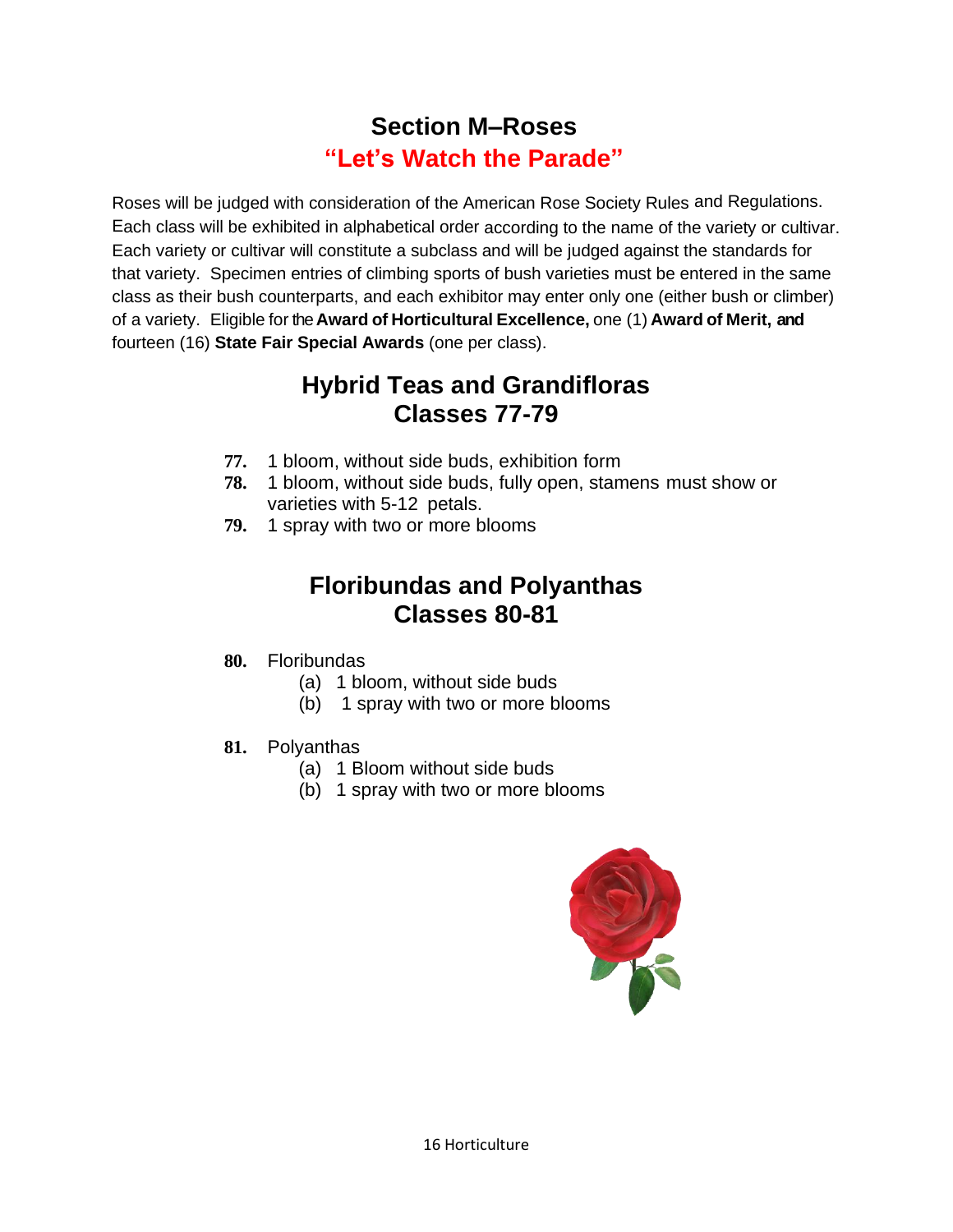# Section M–Roses

## "Let's Watch the Parade"

Roses will be judged with consideration of the American Rose Society Rules and Regulations. Each class will be exhibited in alphabetical order according to the name of the variety or cultivar. Each variety or cultivar will constitute a subclass and will be judged against the standards for that variety. Specimen entries of climbing sports of bush varieties must be entered in the same class as their bush counterparts, and each exhibitor may enter only one (either bush or climber) of a variety. Eligible for the **Award of Horticultural Excellence,** one (1) **Award of Merit, and** fourteen (16) **State Fair Special Awards** (one per class).

## Hybrid Teas and Grandifloras
## Classes 77-79

**77.** 1 bloom, without side buds, exhibition form

**78.** 1 bloom, without side buds, fully open, stamens must show or varieties with 5-12 petals.

**79.** 1 spray with two or more blooms

## Floribundas and Polyanthas
## Classes 80-81

**80.** Floribundas
- (a) 1 bloom, without side buds
- (b) 1 spray with two or more blooms

**81.** Polyanthas
- (a) 1 Bloom without side buds
- (b) 1 spray with two or more blooms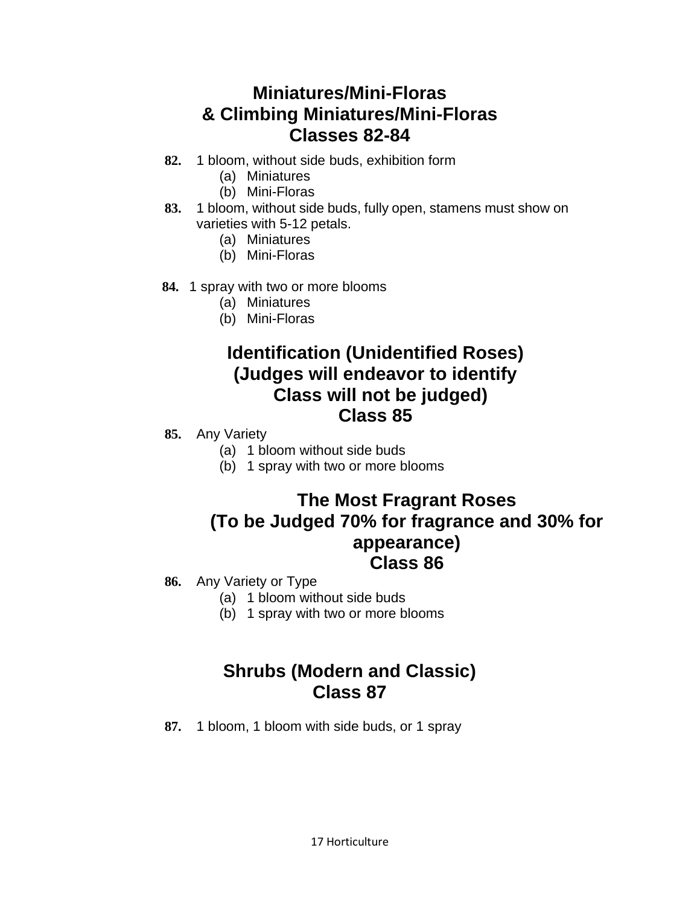## Miniatures/Mini-Floras & Climbing Miniatures/Mini-Floras Classes 82-84

**82.** 1 bloom, without side buds, exhibition form
- (a) Miniatures
- (b) Mini-Floras

**83.** 1 bloom, without side buds, fully open, stamens must show on varieties with 5-12 petals.
- (a) Miniatures
- (b) Mini-Floras

**84.** 1 spray with two or more blooms
- (a) Miniatures
- (b) Mini-Floras

## Identification (Unidentified Roses) (Judges will endeavor to identify Class will not be judged) Class 85

**85.** Any Variety
- (a) 1 bloom without side buds
- (b) 1 spray with two or more blooms

## The Most Fragrant Roses (To be Judged 70% for fragrance and 30% for appearance) Class 86

**86.** Any Variety or Type
- (a) 1 bloom without side buds
- (b) 1 spray with two or more blooms

## Shrubs (Modern and Classic) Class 87

**87.** 1 bloom, 1 bloom with side buds, or 1 spray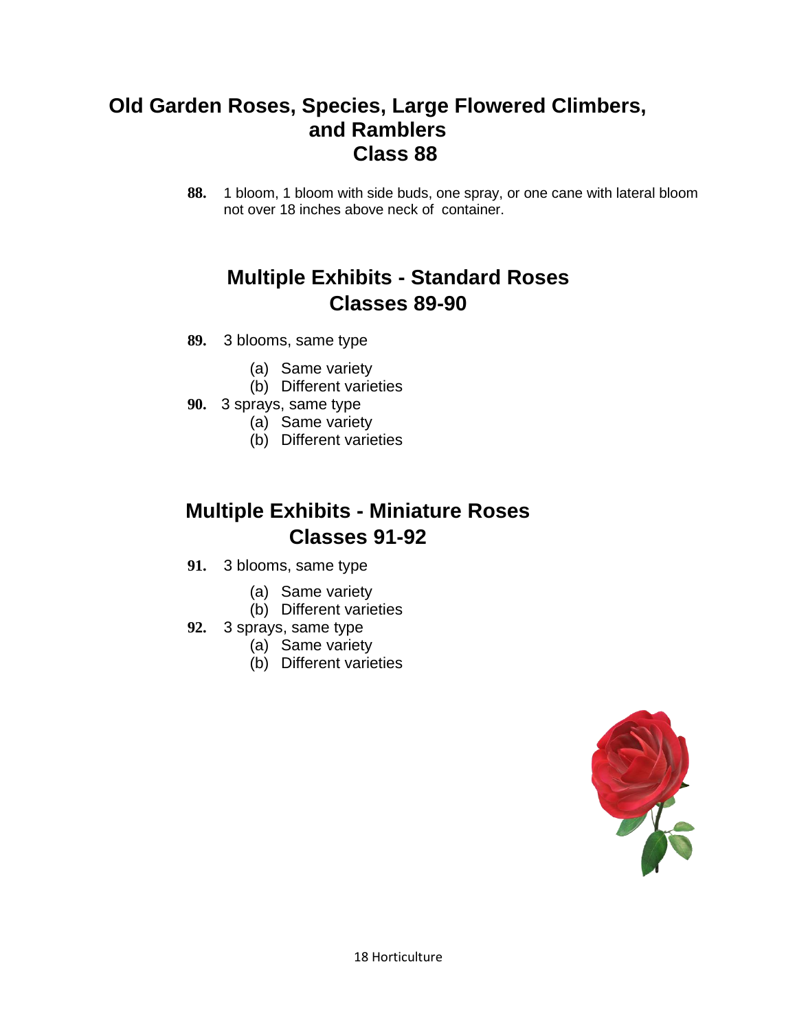## Old Garden Roses, Species, Large Flowered Climbers, and Ramblers
## Class 88

**88.** 1 bloom, 1 bloom with side buds, one spray, or one cane with lateral bloom not over 18 inches above neck of container.

## Multiple Exhibits - Standard Roses
## Classes 89-90

**89.** 3 blooms, same type

- (a) Same variety
- (b) Different varieties

**90.** 3 sprays, same type

- (a) Same variety
- (b) Different varieties

## Multiple Exhibits - Miniature Roses
## Classes 91-92

**91.** 3 blooms, same type

- (a) Same variety
- (b) Different varieties

**92.** 3 sprays, same type

- (a) Same variety
- (b) Different varieties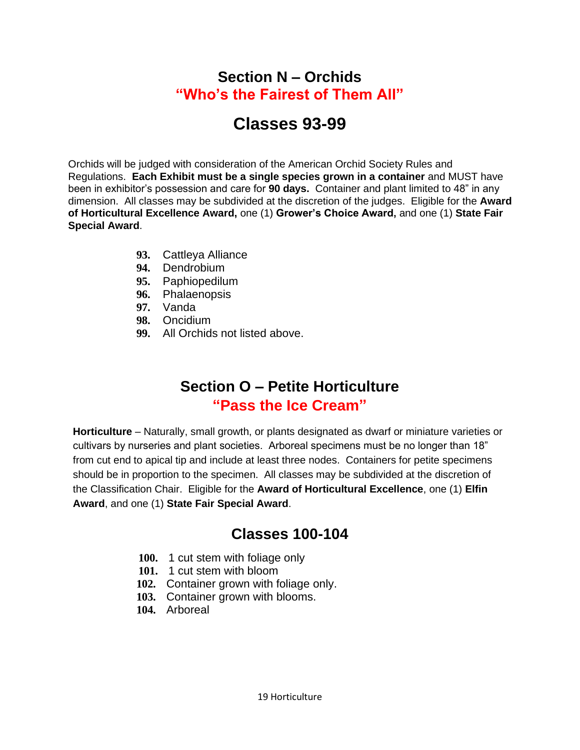## Section N – Orchids
### "Who's the Fairest of Them All"

## Classes 93-99

Orchids will be judged with consideration of the American Orchid Society Rules and Regulations. **Each Exhibit must be a single species grown in a container** and MUST have been in exhibitor's possession and care for **90 days.** Container and plant limited to 48" in any dimension. All classes may be subdivided at the discretion of the judges. Eligible for the **Award of Horticultural Excellence Award,** one (1) **Grower's Choice Award,** and one (1) **State Fair Special Award**.

**93.** Cattleya Alliance
**94.** Dendrobium
**95.** Paphiopedilum
**96.** Phalaenopsis
**97.** Vanda
**98.** Oncidium
**99.** All Orchids not listed above.

## Section O – Petite Horticulture
### "Pass the Ice Cream"

**Horticulture** – Naturally, small growth, or plants designated as dwarf or miniature varieties or cultivars by nurseries and plant societies. Arboreal specimens must be no longer than 18" from cut end to apical tip and include at least three nodes. Containers for petite specimens should be in proportion to the specimen. All classes may be subdivided at the discretion of the Classification Chair. Eligible for the **Award of Horticultural Excellence**, one (1) **Elfin Award**, and one (1) **State Fair Special Award**.

## Classes 100-104

**100.** 1 cut stem with foliage only
**101.** 1 cut stem with bloom
**102.** Container grown with foliage only.
**103.** Container grown with blooms.
**104.** Arboreal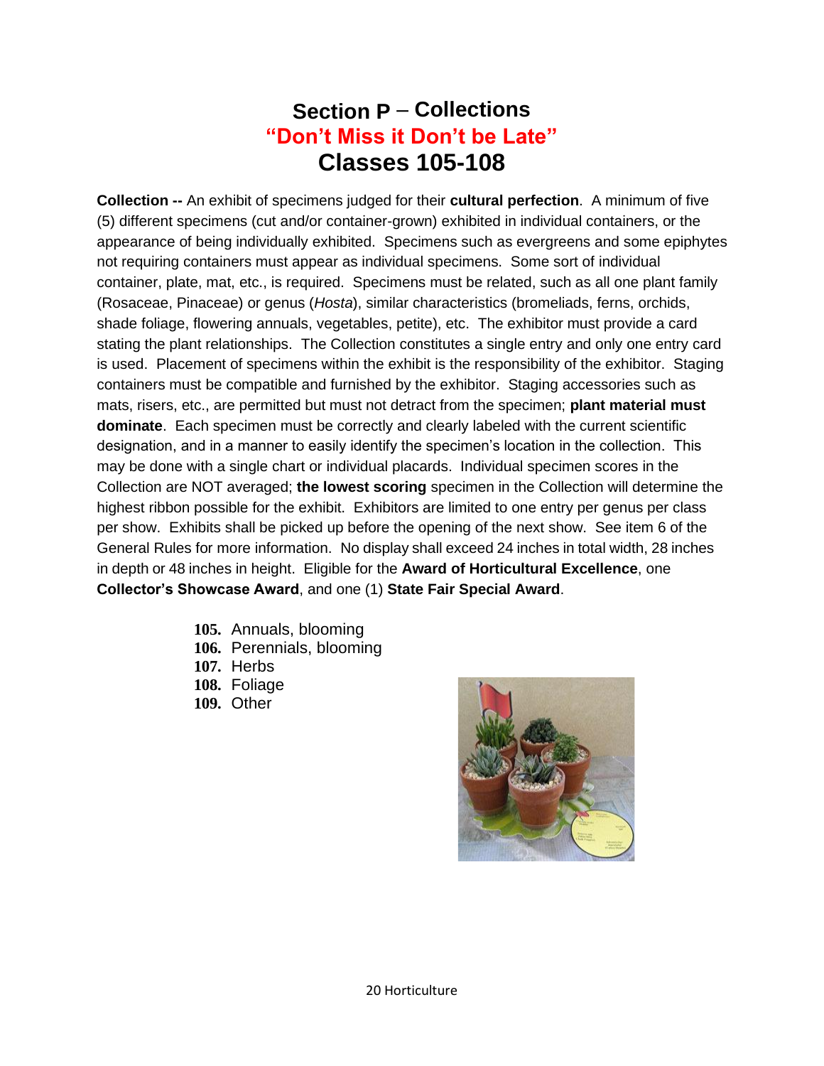# Section P – Collections

## "Don't Miss it Don't be Late"

## Classes 105-108

**Collection --** An exhibit of specimens judged for their **cultural perfection**. A minimum of five (5) different specimens (cut and/or container-grown) exhibited in individual containers, or the appearance of being individually exhibited. Specimens such as evergreens and some epiphytes not requiring containers must appear as individual specimens. Some sort of individual container, plate, mat, etc., is required. Specimens must be related, such as all one plant family (Rosaceae, Pinaceae) or genus (*Hosta*), similar characteristics (bromeliads, ferns, orchids, shade foliage, flowering annuals, vegetables, petite), etc. The exhibitor must provide a card stating the plant relationships. The Collection constitutes a single entry and only one entry card is used. Placement of specimens within the exhibit is the responsibility of the exhibitor. Staging containers must be compatible and furnished by the exhibitor. Staging accessories such as mats, risers, etc., are permitted but must not detract from the specimen; **plant material must dominate**. Each specimen must be correctly and clearly labeled with the current scientific designation, and in a manner to easily identify the specimen's location in the collection. This may be done with a single chart or individual placards. Individual specimen scores in the Collection are NOT averaged; **the lowest scoring** specimen in the Collection will determine the highest ribbon possible for the exhibit. Exhibitors are limited to one entry per genus per class per show. Exhibits shall be picked up before the opening of the next show. See item 6 of the General Rules for more information. No display shall exceed 24 inches in total width, 28 inches in depth or 48 inches in height. Eligible for the **Award of Horticultural Excellence**, one **Collector's Showcase Award**, and one (1) **State Fair Special Award**.

**105.** Annuals, blooming
**106.** Perennials, blooming
**107.** Herbs
**108.** Foliage
**109.** Other